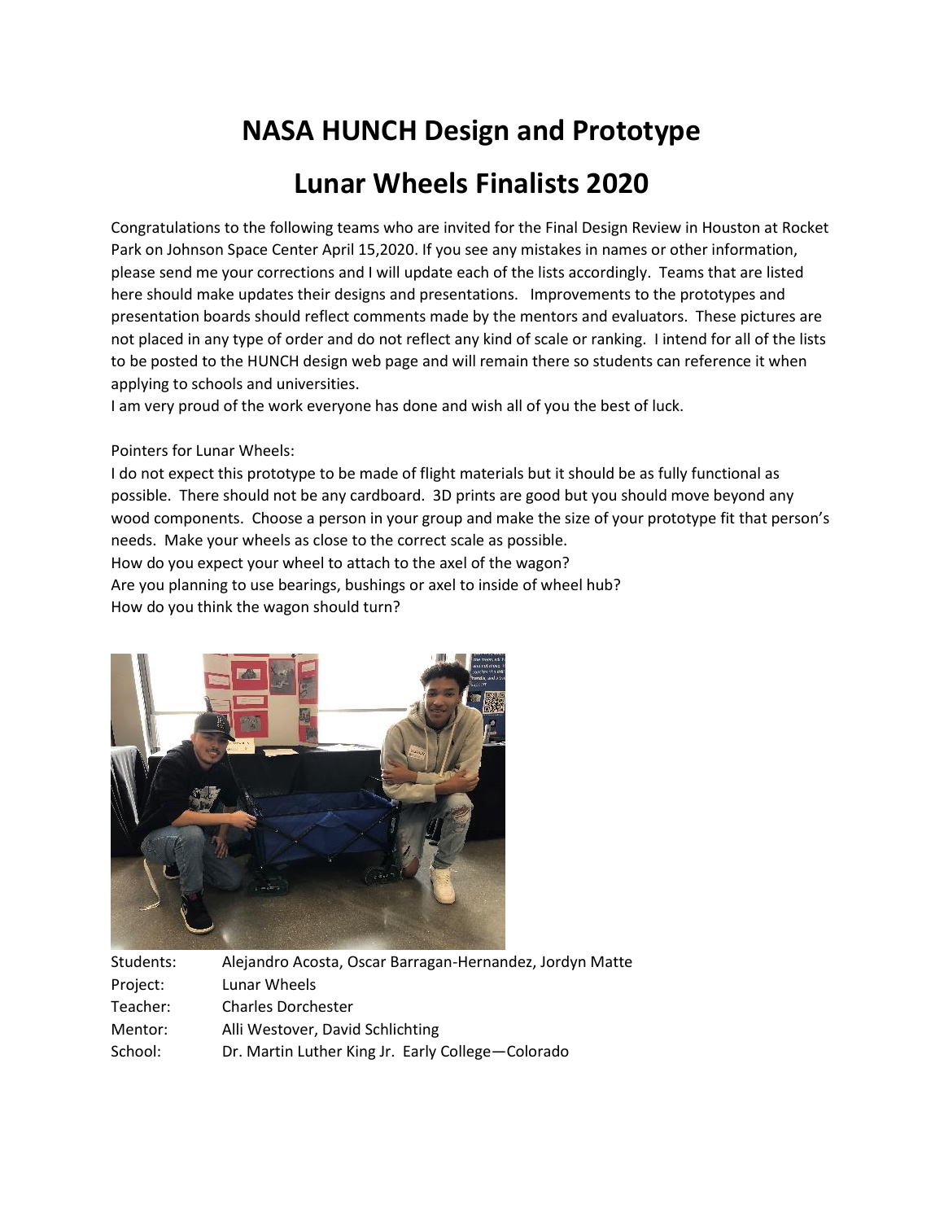# NASA HUNCH Design and Prototype

# Lunar Wheels Finalists 2020

Congratulations to the following teams who are invited for the Final Design Review in Houston at Rocket Park on Johnson Space Center April 15,2020. If you see any mistakes in names or other information, please send me your corrections and I will update each of the lists accordingly. Teams that are listed here should make updates their designs and presentations. Improvements to the prototypes and presentation boards should reflect comments made by the mentors and evaluators. These pictures are not placed in any type of order and do not reflect any kind of scale or ranking. I intend for all of the lists to be posted to the HUNCH design web page and will remain there so students can reference it when applying to schools and universities.

I am very proud of the work everyone has done and wish all of you the best of luck.

Pointers for Lunar Wheels:

I do not expect this prototype to be made of flight materials but it should be as fully functional as possible. There should not be any cardboard. 3D prints are good but you should move beyond any wood components. Choose a person in your group and make the size of your prototype fit that person's needs. Make your wheels as close to the correct scale as possible.

How do you expect your wheel to attach to the axel of the wagon?

Are you planning to use bearings, bushings or axel to inside of wheel hub?

How do you think the wagon should turn?

| | |
|---|---|
| Students: | Alejandro Acosta, Oscar Barragan-Hernandez, Jordyn Matte |
| Project: | Lunar Wheels |
| Teacher: | Charles Dorchester |
| Mentor: | Alli Westover, David Schlichting |
| School: | Dr. Martin Luther King Jr. Early College—Colorado |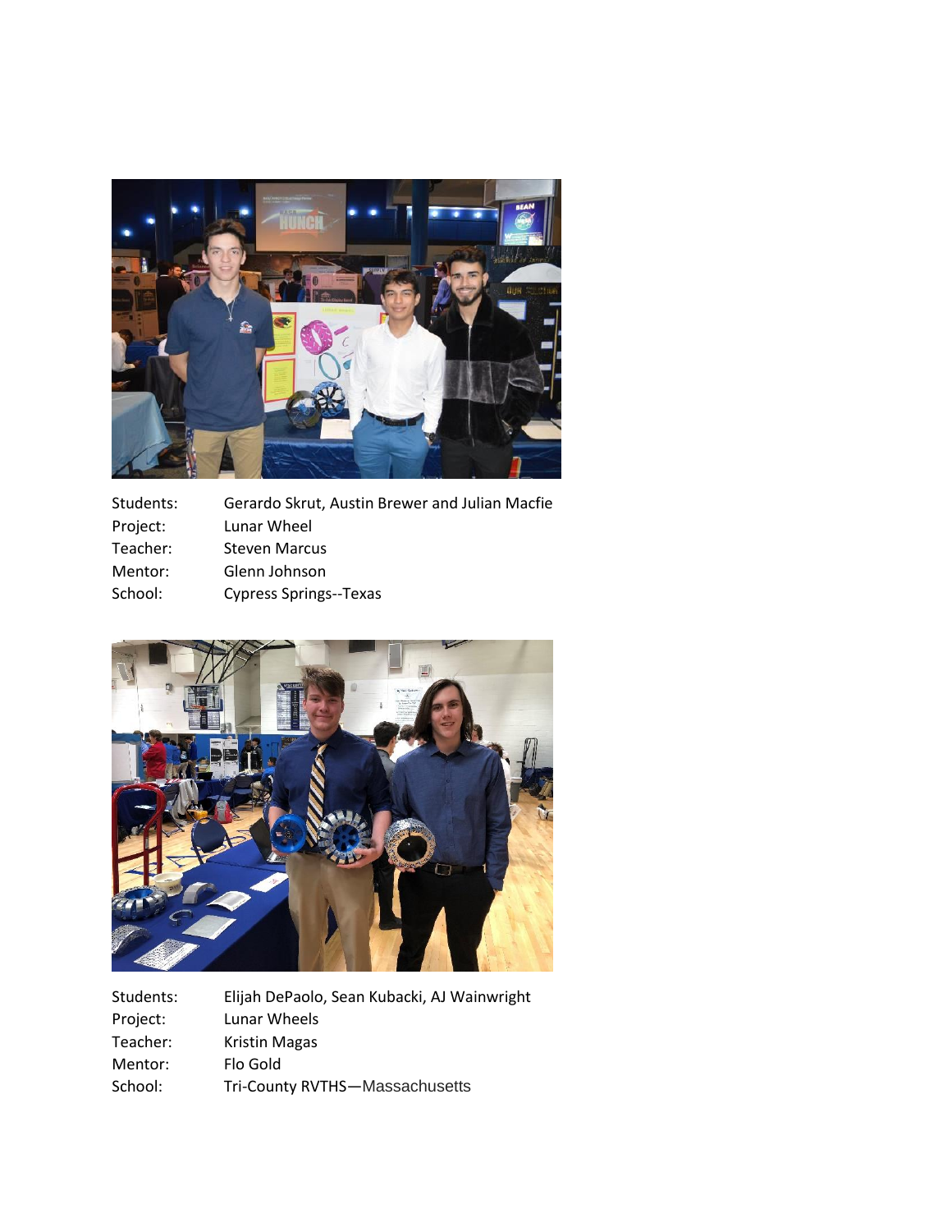| | |
|---|---|
| Students: | Gerardo Skrut, Austin Brewer and Julian Macfie |
| Project: | Lunar Wheel |
| Teacher: | Steven Marcus |
| Mentor: | Glenn Johnson |
| School: | Cypress Springs--Texas |

| | |
|---|---|
| Students: | Elijah DePaolo, Sean Kubacki, AJ Wainwright |
| Project: | Lunar Wheels |
| Teacher: | Kristin Magas |
| Mentor: | Flo Gold |
| School: | Tri-County RVTHS—Massachusetts |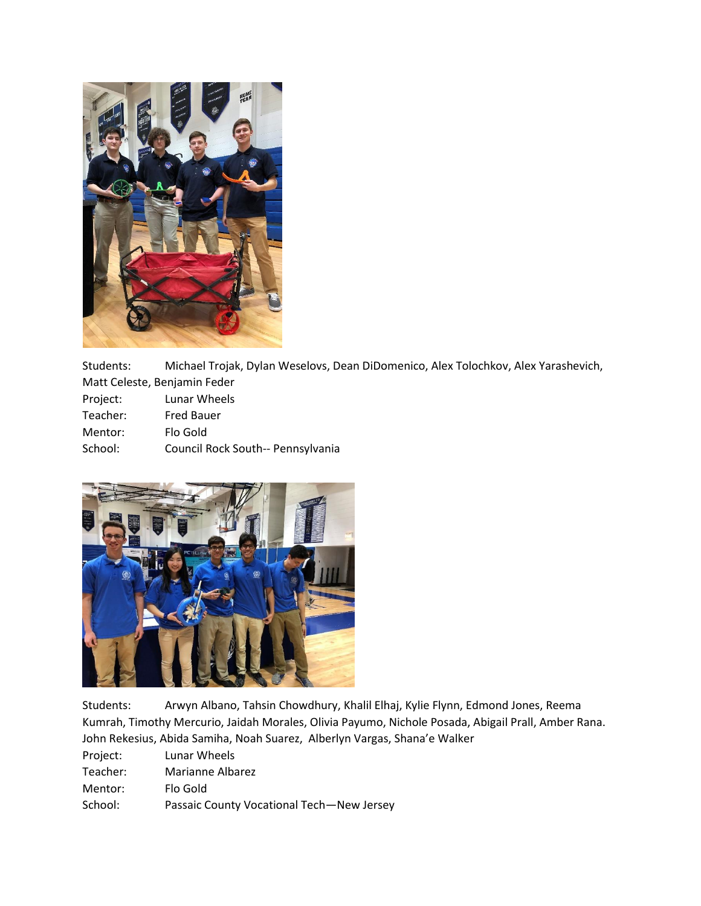Students: Michael Trojak, Dylan Weselovs, Dean DiDomenico, Alex Tolochkov, Alex Yarashevich, Matt Celeste, Benjamin Feder

Project: Lunar Wheels

Teacher: Fred Bauer

Mentor: Flo Gold

School: Council Rock South-- Pennsylvania

Students: Arwyn Albano, Tahsin Chowdhury, Khalil Elhaj, Kylie Flynn, Edmond Jones, Reema Kumrah, Timothy Mercurio, Jaidah Morales, Olivia Payumo, Nichole Posada, Abigail Prall, Amber Rana. John Rekesius, Abida Samiha, Noah Suarez, Alberlyn Vargas, Shana'e Walker

Project: Lunar Wheels

Teacher: Marianne Albarez

Mentor: Flo Gold

School: Passaic County Vocational Tech—New Jersey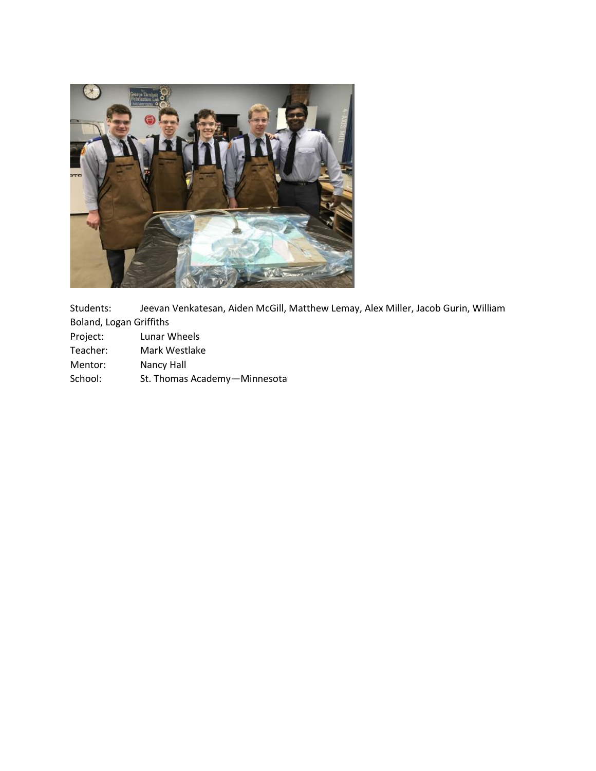Students: Jeevan Venkatesan, Aiden McGill, Matthew Lemay, Alex Miller, Jacob Gurin, William Boland, Logan Griffiths

Project: Lunar Wheels

Teacher: Mark Westlake

Mentor: Nancy Hall

School: St. Thomas Academy—Minnesota